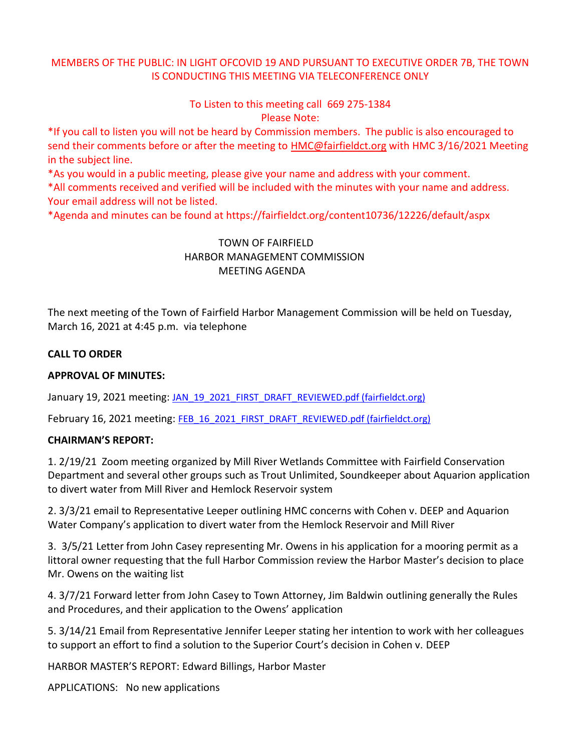MEMBERS OF THE PUBLIC: IN LIGHT OFCOVID 19 AND PURSUANT TO EXECUTIVE ORDER 7B, THE TOWN IS CONDUCTING THIS MEETING VIA TELECONFERENCE ONLY

To Listen to this meeting call 669 275-1384
Please Note:

*If you call to listen you will not be heard by Commission members. The public is also encouraged to send their comments before or after the meeting to HMC@fairfieldct.org with HMC 3/16/2021 Meeting in the subject line.

*As you would in a public meeting, please give your name and address with your comment.

*All comments received and verified will be included with the minutes with your name and address. Your email address will not be listed.

*Agenda and minutes can be found at https://fairfieldct.org/content10736/12226/default/aspx

TOWN OF FAIRFIELD
HARBOR MANAGEMENT COMMISSION
MEETING AGENDA

The next meeting of the Town of Fairfield Harbor Management Commission will be held on Tuesday, March 16, 2021 at 4:45 p.m. via telephone

**CALL TO ORDER**

**APPROVAL OF MINUTES:**

January 19, 2021 meeting: JAN_19_2021_FIRST_DRAFT_REVIEWED.pdf (fairfieldct.org)

February 16, 2021 meeting: FEB_16_2021_FIRST_DRAFT_REVIEWED.pdf (fairfieldct.org)

**CHAIRMAN'S REPORT:**

1. 2/19/21 Zoom meeting organized by Mill River Wetlands Committee with Fairfield Conservation Department and several other groups such as Trout Unlimited, Soundkeeper about Aquarion application to divert water from Mill River and Hemlock Reservoir system

2. 3/3/21 email to Representative Leeper outlining HMC concerns with Cohen v. DEEP and Aquarion Water Company's application to divert water from the Hemlock Reservoir and Mill River

3. 3/5/21 Letter from John Casey representing Mr. Owens in his application for a mooring permit as a littoral owner requesting that the full Harbor Commission review the Harbor Master's decision to place Mr. Owens on the waiting list

4. 3/7/21 Forward letter from John Casey to Town Attorney, Jim Baldwin outlining generally the Rules and Procedures, and their application to the Owens' application

5. 3/14/21 Email from Representative Jennifer Leeper stating her intention to work with her colleagues to support an effort to find a solution to the Superior Court's decision in Cohen v. DEEP

HARBOR MASTER'S REPORT: Edward Billings, Harbor Master

APPLICATIONS: No new applications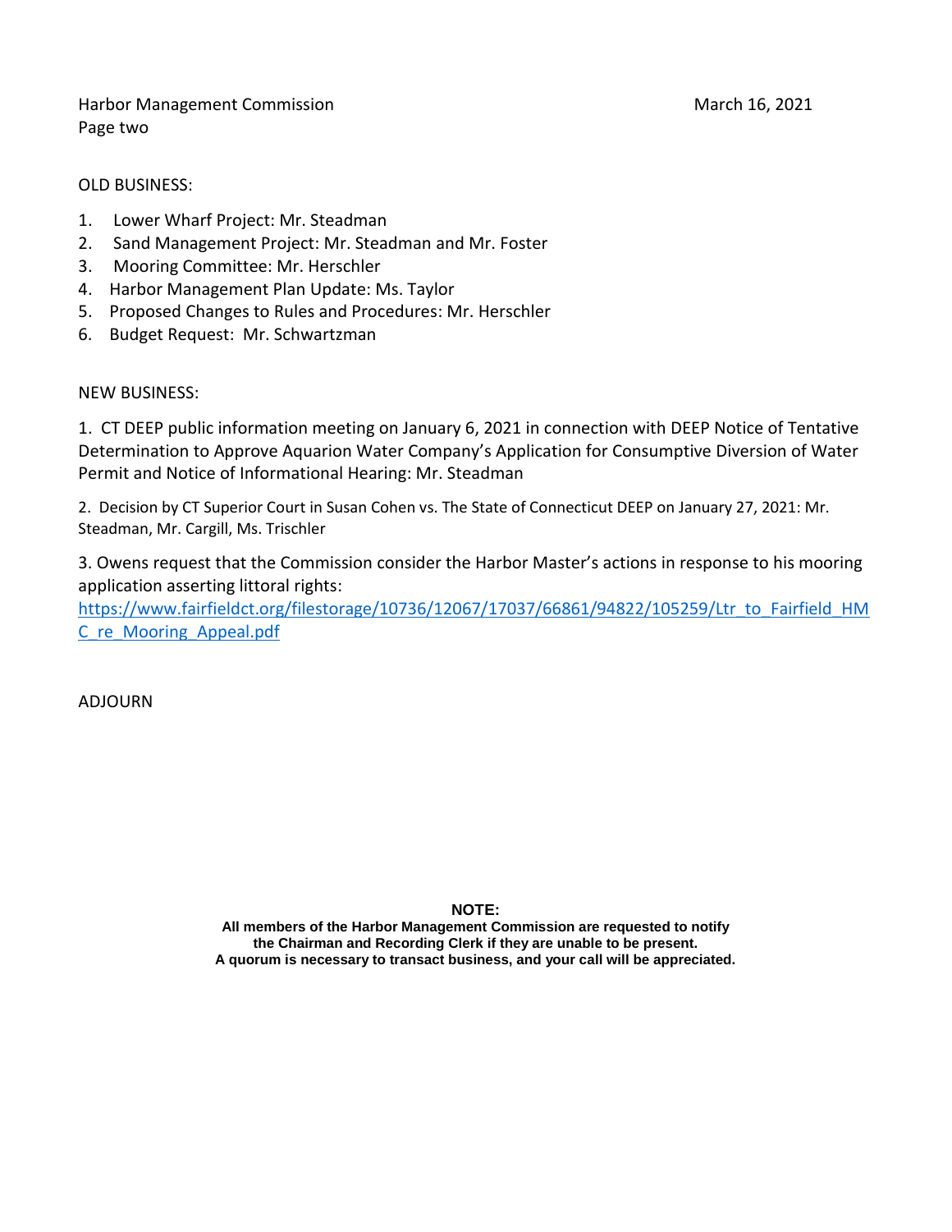OLD BUSINESS:

1. Lower Wharf Project: Mr. Steadman
2. Sand Management Project: Mr. Steadman and Mr. Foster
3. Mooring Committee: Mr. Herschler
4. Harbor Management Plan Update: Ms. Taylor
5. Proposed Changes to Rules and Procedures: Mr. Herschler
6. Budget Request: Mr. Schwartzman

NEW BUSINESS:

1. CT DEEP public information meeting on January 6, 2021 in connection with DEEP Notice of Tentative Determination to Approve Aquarion Water Company's Application for Consumptive Diversion of Water Permit and Notice of Informational Hearing: Mr. Steadman

2. Decision by CT Superior Court in Susan Cohen vs. The State of Connecticut DEEP on January 27, 2021: Mr. Steadman, Mr. Cargill, Ms. Trischler

3. Owens request that the Commission consider the Harbor Master's actions in response to his mooring application asserting littoral rights: https://www.fairfieldct.org/filestorage/10736/12067/17037/66861/94822/105259/Ltr_to_Fairfield_HMC_re_Mooring_Appeal.pdf

ADJOURN

**NOTE:**
**All members of the Harbor Management Commission are requested to notify the Chairman and Recording Clerk if they are unable to be present. A quorum is necessary to transact business, and your call will be appreciated.**